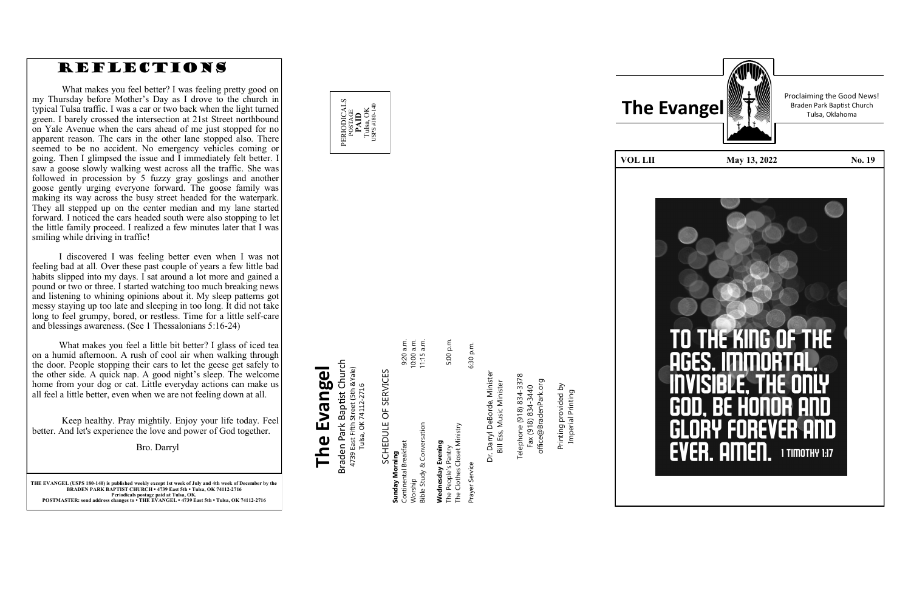# REFLECTIONS

What makes you feel better? I was feeling pretty good on my Thursday before Mother's Day as I drove to the church in typical Tulsa traffic. I was a car or two back when the light turned green. I barely crossed the intersection at 21st Street northbound on Yale Avenue when the cars ahead of me just stopped for no apparent reason. The cars in the other lane stopped also. There seemed to be no accident. No emergency vehicles coming or going. Then I glimpsed the issue and I immediately felt better. I saw a goose slowly walking west across all the traffic. She was followed in procession by 5 fuzzy gray goslings and another goose gently urging everyone forward. The goose family was making its way across the busy street headed for the waterpark. They all stepped up on the center median and my lane started forward. I noticed the cars headed south were also stopping to let the little family proceed. I realized a few minutes later that I was smiling while driving in traffic!

I discovered I was feeling better even when I was not feeling bad at all. Over these past couple of years a few little bad habits slipped into my days. I sat around a lot more and gained a pound or two or three. I started watching too much breaking news and listening to whining opinions about it. My sleep patterns got messy staying up too late and sleeping in too long. It did not take long to feel grumpy, bored, or restless. Time for a little self-care and blessings awareness. (See 1 Thessalonians 5:16-24)

What makes you feel a little bit better? 1 glass of iced tea on a humid afternoon. A rush of cool air when walking through the door. People stopping their cars to let the geese get safely to the other side. A quick nap. A good night's sleep. The welcome home from your dog or cat. Little everyday actions can make us all feel a little better, even when we are not feeling down at all.

Keep healthy. Pray mightily. Enjoy your life today. Feel better. And let's experience the love and power of God together.

Bro. Darryl

**THE EVANGEL (USPS 180-140) is published weekly except 1st week of July and 4th week of December by the BRADEN PARK BAPTIST CHURCH • 4739 East 5th • Tulsa, OK 74112-2716**
**Periodicals postage paid at Tulsa, OK.**
**POSTMASTER: send address changes to • THE EVANGEL • 4739 East 5th • Tulsa, OK 74112-2716**

PERIODICALS POSTAGE **PAID** Tulsa, OK USPS #180-140

# The Evangel

Braden Park Baptist Church
4739 East Fifth Street (5th & Yale)
Tulsa, OK 74112-2716

SCHEDULE OF SERVICES

**Sunday Morning**

| | |
|---|---|
| Continental Breakfast | 9:20 a.m. |
| Worship | 10:00 a.m. |
| Bible Study & Conversation | 11:15 a.m. |

**Wednesday Evening**

| | |
|---|---|
| The People's Pantry | 5:00 p.m. |
| The Clothes Closet Ministry | |
| Prayer Service | 6:30 p.m. |

Dr. Darryl DeBorde, Minister
Bill Ess, Music Minister

Telephone (918) 834-3378
Fax (918) 834-3440
office@BradenPark.org

Printing provided by
Imperial Printing

# The Evangel

Proclaiming the Good News!
Braden Park Baptist Church
Tulsa, Oklahoma

| VOL LII | May 13, 2022 | No. 19 |
|---|---|---|

TO THE KING OF THE AGES, IMMORTAL, INVISIBLE, THE ONLY GOD, BE HONOR AND GLORY FOREVER AND EVER. AMEN. 1 TIMOTHY 1:17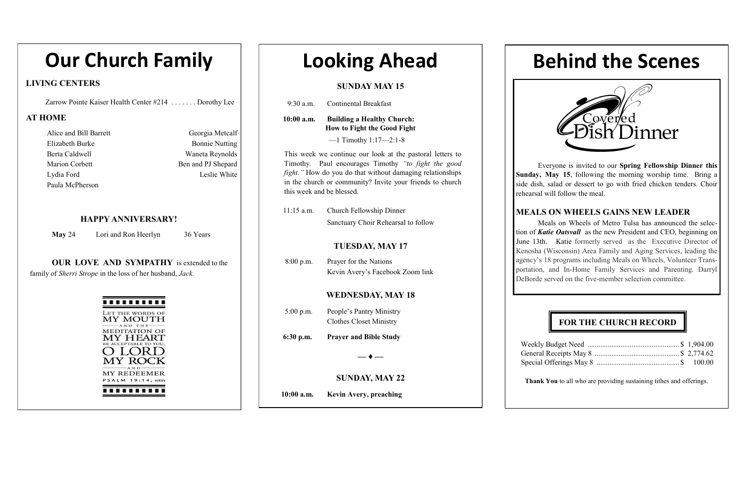# Our Church Family

### LIVING CENTERS

Zarrow Pointe Kaiser Health Center #214 . . . . . . . Dorothy Lee

### AT HOME

- Alice and Bill Barrett
- Elizabeth Burke
- Berta Caldwell
- Marion Corbett
- Lydia Ford
- Paula McPherson
- Georgia Metcalf
- Bonnie Nutting
- Waneta Reynolds
- Ben and PJ Shepard
- Leslie White

### HAPPY ANNIVERSARY!

**May** 24 Lori and Ron Heerlyn 36 Years

**OUR LOVE AND SYMPATHY** is extended to the family of *Sherri Strope* in the loss of her husband, *Jack.*

LET THE WORDS OF MY MOUTH AND THE MEDITATION OF MY HEART BE ACCEPTABLE TO YOU, O LORD, MY ROCK AND MY REDEEMER. PSALM 19:14, NRSV

# Looking Ahead

### SUNDAY MAY 15

9:30 a.m. Continental Breakfast

**10:00 a.m. Building a Healthy Church: How to Fight the Good Fight**

—1 Timothy 1:17—2:1-8

This week we continue our look at the pastoral letters to Timothy. Paul encourages Timothy *"to fight the good fight."* How do you do that without damaging relationships in the church or community? Invite your friends to church this week and be blessed.

11:15 a.m. Church Fellowship Dinner
Sanctuary Choir Rehearsal to follow

### TUESDAY, MAY 17

8:00 p.m. Prayer for the Nations
Kevin Avery's Facebook Zoom link

### WEDNESDAY, MAY 18

5:00 p.m. People's Pantry Ministry
Clothes Closet Ministry

**6:30 p.m. Prayer and Bible Study**

— ♦ —

### SUNDAY, MAY 22

**10:00 a.m. Kevin Avery, preaching**

# Behind the Scenes

Covered Dish Dinner

Everyone is invited to our **Spring Fellowship Dinner this Sunday, May 15**, following the morning worship time. Bring a side dish, salad or dessert to go with fried chicken tenders. Choir rehearsal will follow the meal.

### MEALS ON WHEELS GAINS NEW LEADER

Meals on Wheels of Metro Tulsa has announced the selection of ***Katie Oatsvall*** as the new President and CEO, beginning on June 13th. Katie formerly served as the Executive Director of Kenosha (Wisconsin) Area Family and Aging Services, leading the agency's 18 programs including Meals on Wheels, Volunteer Transportation, and In-Home Family Services and Parenting. Darryl DeBorde served on the five-member selection committee.

### FOR THE CHURCH RECORD

| | |
|---|---|
| Weekly Budget Need | $ 1,904.00 |
| General Receipts May 8 | $ 2,774.62 |
| Special Offerings May 8 | $ 100.00 |

**Thank You** to all who are providing sustaining tithes and offerings.